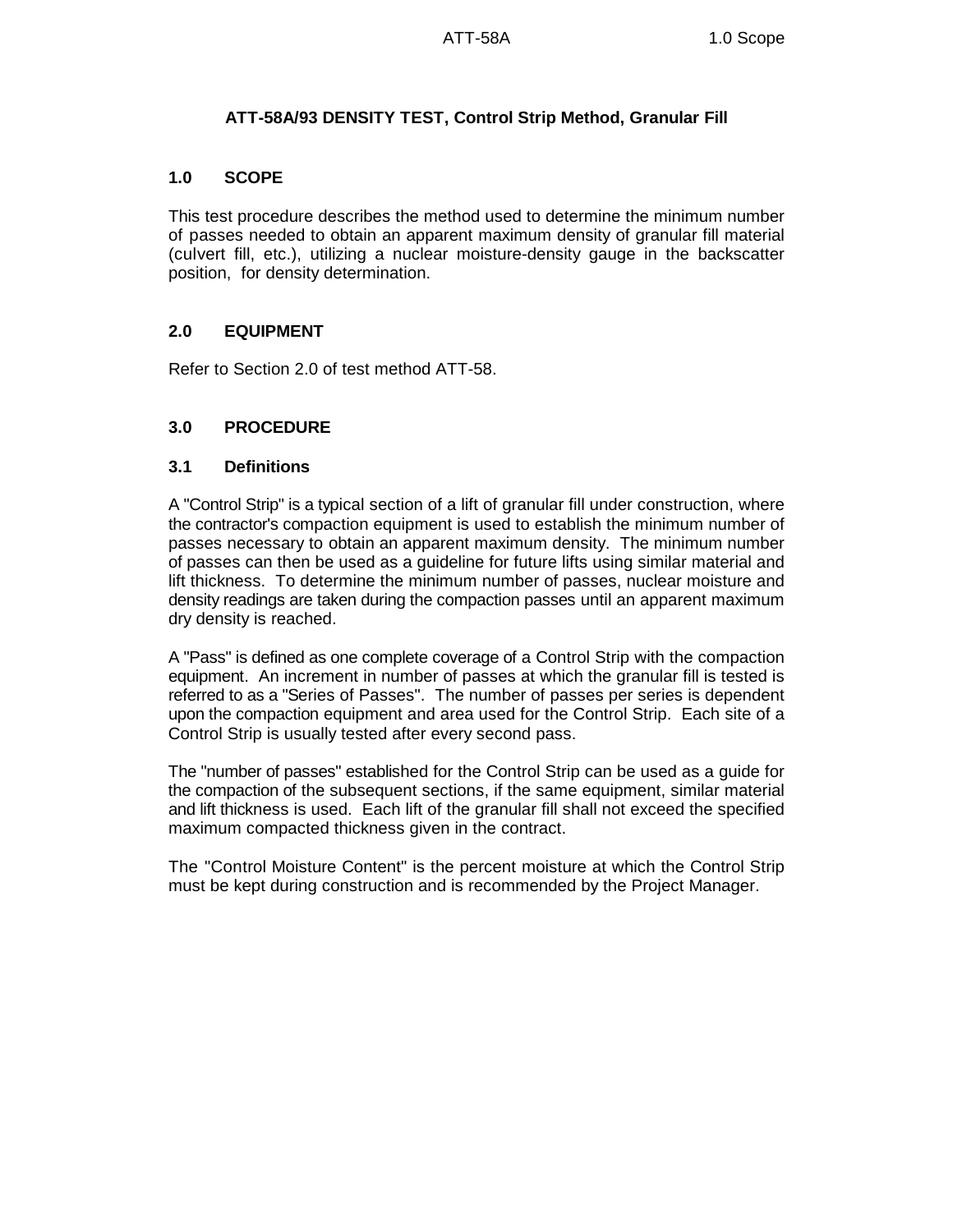# ATT-58A/93 DENSITY TEST, Control Strip Method, Granular Fill

## 1.0 SCOPE

This test procedure describes the method used to determine the minimum number of passes needed to obtain an apparent maximum density of granular fill material (culvert fill, etc.), utilizing a nuclear moisture-density gauge in the backscatter position, for density determination.

## 2.0 EQUIPMENT

Refer to Section 2.0 of test method ATT-58.

## 3.0 PROCEDURE

### 3.1 Definitions

A "Control Strip" is a typical section of a lift of granular fill under construction, where the contractor's compaction equipment is used to establish the minimum number of passes necessary to obtain an apparent maximum density. The minimum number of passes can then be used as a guideline for future lifts using similar material and lift thickness. To determine the minimum number of passes, nuclear moisture and density readings are taken during the compaction passes until an apparent maximum dry density is reached.

A "Pass" is defined as one complete coverage of a Control Strip with the compaction equipment. An increment in number of passes at which the granular fill is tested is referred to as a "Series of Passes". The number of passes per series is dependent upon the compaction equipment and area used for the Control Strip. Each site of a Control Strip is usually tested after every second pass.

The "number of passes" established for the Control Strip can be used as a guide for the compaction of the subsequent sections, if the same equipment, similar material and lift thickness is used. Each lift of the granular fill shall not exceed the specified maximum compacted thickness given in the contract.

The "Control Moisture Content" is the percent moisture at which the Control Strip must be kept during construction and is recommended by the Project Manager.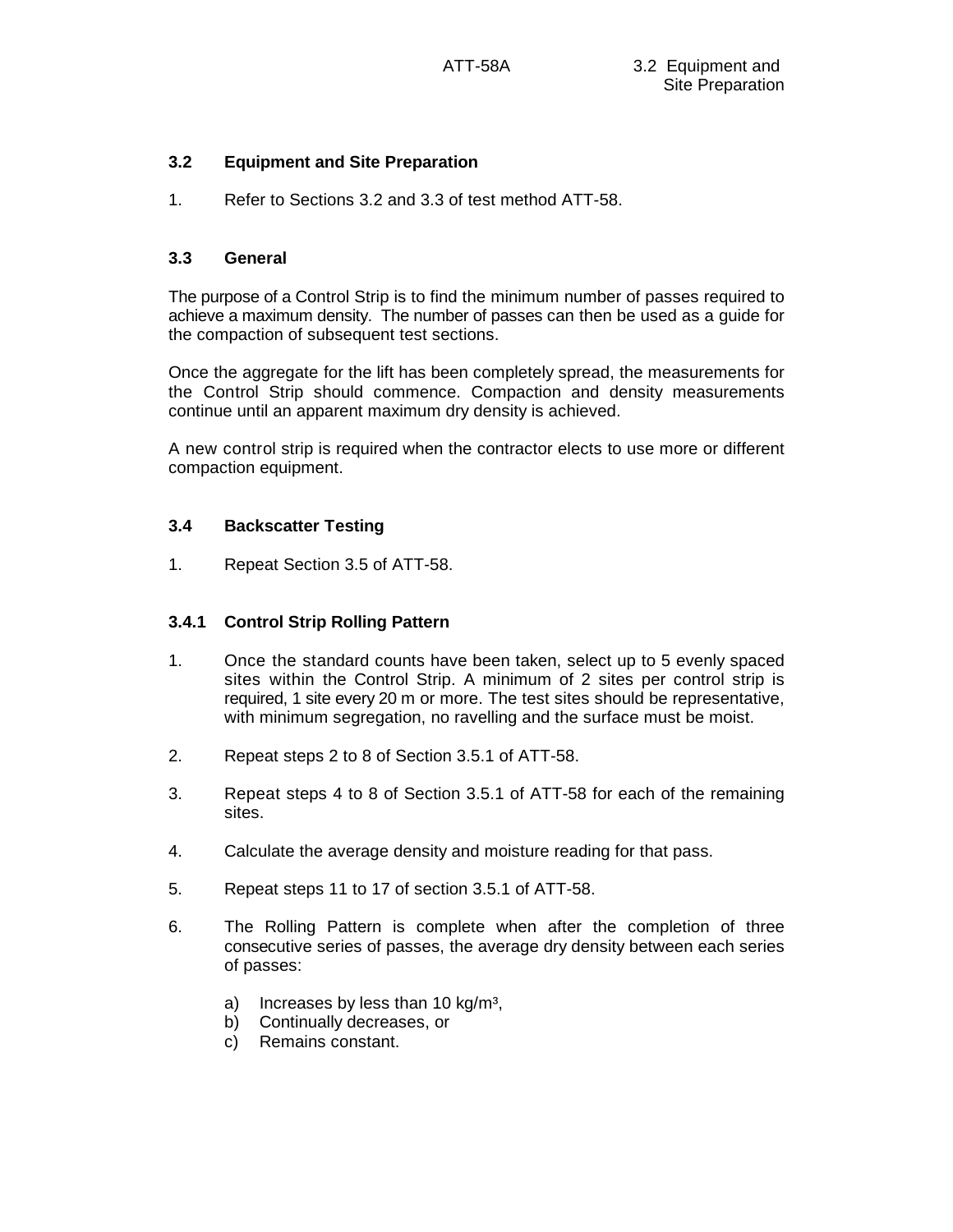### 3.2 Equipment and Site Preparation

1. Refer to Sections 3.2 and 3.3 of test method ATT-58.

### 3.3 General

The purpose of a Control Strip is to find the minimum number of passes required to achieve a maximum density. The number of passes can then be used as a guide for the compaction of subsequent test sections.

Once the aggregate for the lift has been completely spread, the measurements for the Control Strip should commence. Compaction and density measurements continue until an apparent maximum dry density is achieved.

A new control strip is required when the contractor elects to use more or different compaction equipment.

### 3.4 Backscatter Testing

1. Repeat Section 3.5 of ATT-58.

#### 3.4.1 Control Strip Rolling Pattern

1. Once the standard counts have been taken, select up to 5 evenly spaced sites within the Control Strip. A minimum of 2 sites per control strip is required, 1 site every 20 m or more. The test sites should be representative, with minimum segregation, no ravelling and the surface must be moist.

2. Repeat steps 2 to 8 of Section 3.5.1 of ATT-58.

3. Repeat steps 4 to 8 of Section 3.5.1 of ATT-58 for each of the remaining sites.

4. Calculate the average density and moisture reading for that pass.

5. Repeat steps 11 to 17 of section 3.5.1 of ATT-58.

6. The Rolling Pattern is complete when after the completion of three consecutive series of passes, the average dry density between each series of passes:

   a) Increases by less than 10 kg/m$^3$,
   b) Continually decreases, or
   c) Remains constant.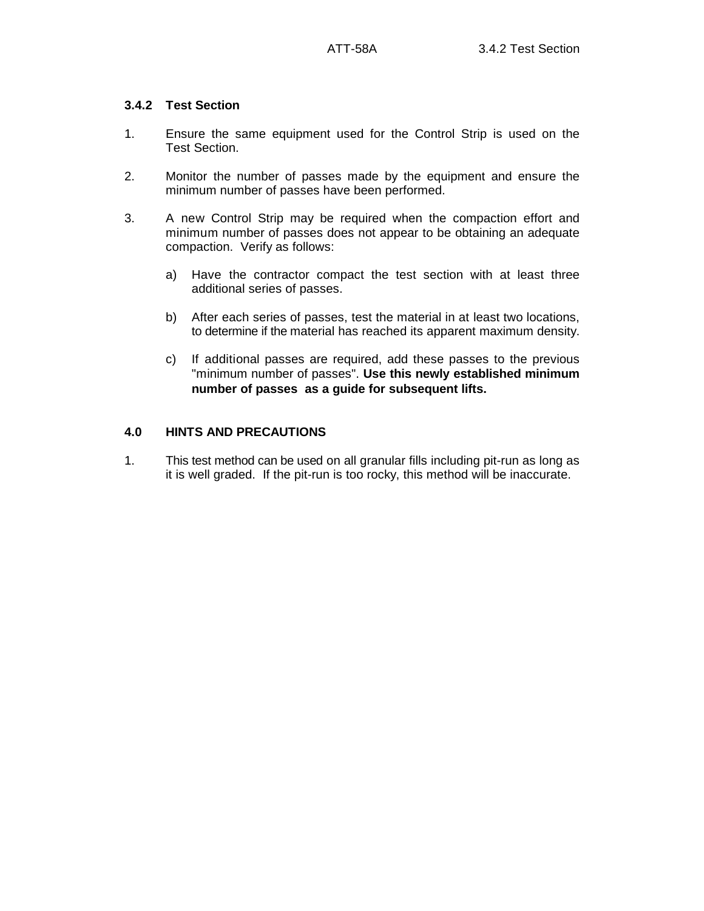### 3.4.2 Test Section

1. Ensure the same equipment used for the Control Strip is used on the Test Section.

2. Monitor the number of passes made by the equipment and ensure the minimum number of passes have been performed.

3. A new Control Strip may be required when the compaction effort and minimum number of passes does not appear to be obtaining an adequate compaction. Verify as follows:

   a) Have the contractor compact the test section with at least three additional series of passes.

   b) After each series of passes, test the material in at least two locations, to determine if the material has reached its apparent maximum density.

   c) If additional passes are required, add these passes to the previous "minimum number of passes". **Use this newly established minimum number of passes as a guide for subsequent lifts.**

## 4.0 HINTS AND PRECAUTIONS

1. This test method can be used on all granular fills including pit-run as long as it is well graded. If the pit-run is too rocky, this method will be inaccurate.